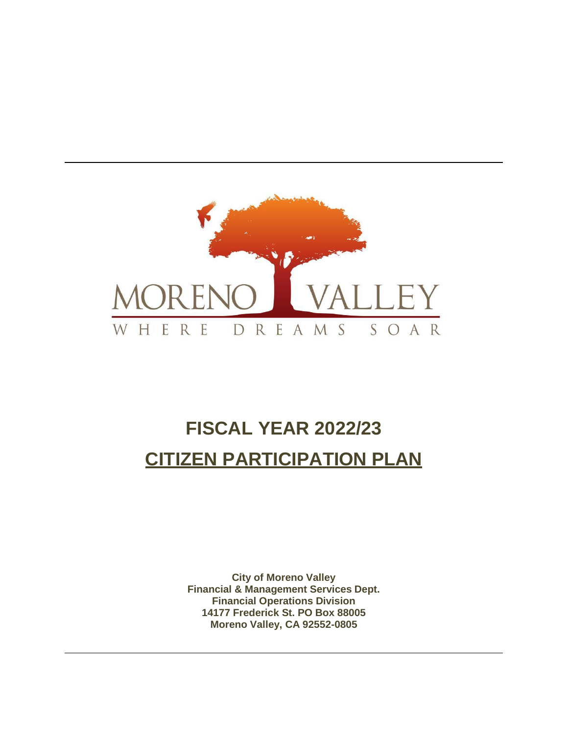MORENO VALLEY

WHERE DREAMS SOAR

# FISCAL YEAR 2022/23

# CITIZEN PARTICIPATION PLAN

**City of Moreno Valley**
**Financial & Management Services Dept.**
**Financial Operations Division**
**14177 Frederick St. PO Box 88005**
**Moreno Valley, CA 92552-0805**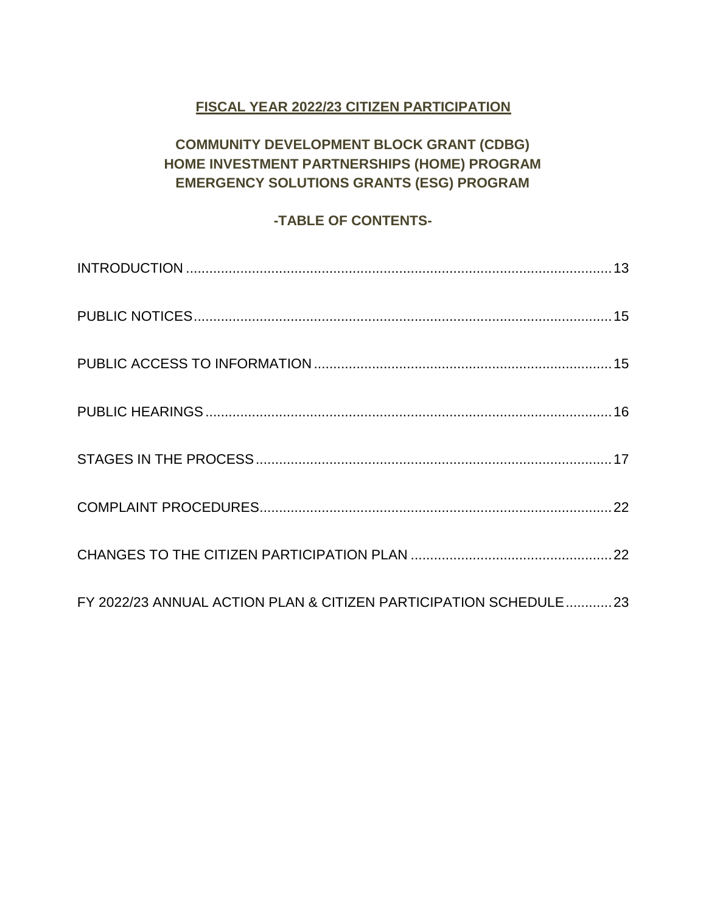# FISCAL YEAR 2022/23 CITIZEN PARTICIPATION

## COMMUNITY DEVELOPMENT BLOCK GRANT (CDBG)
## HOME INVESTMENT PARTNERSHIPS (HOME) PROGRAM
## EMERGENCY SOLUTIONS GRANTS (ESG) PROGRAM

### -TABLE OF CONTENTS-

INTRODUCTION .......... 13

PUBLIC NOTICES .......... 15

PUBLIC ACCESS TO INFORMATION .......... 15

PUBLIC HEARINGS .......... 16

STAGES IN THE PROCESS .......... 17

COMPLAINT PROCEDURES .......... 22

CHANGES TO THE CITIZEN PARTICIPATION PLAN .......... 22

FY 2022/23 ANNUAL ACTION PLAN & CITIZEN PARTICIPATION SCHEDULE .......... 23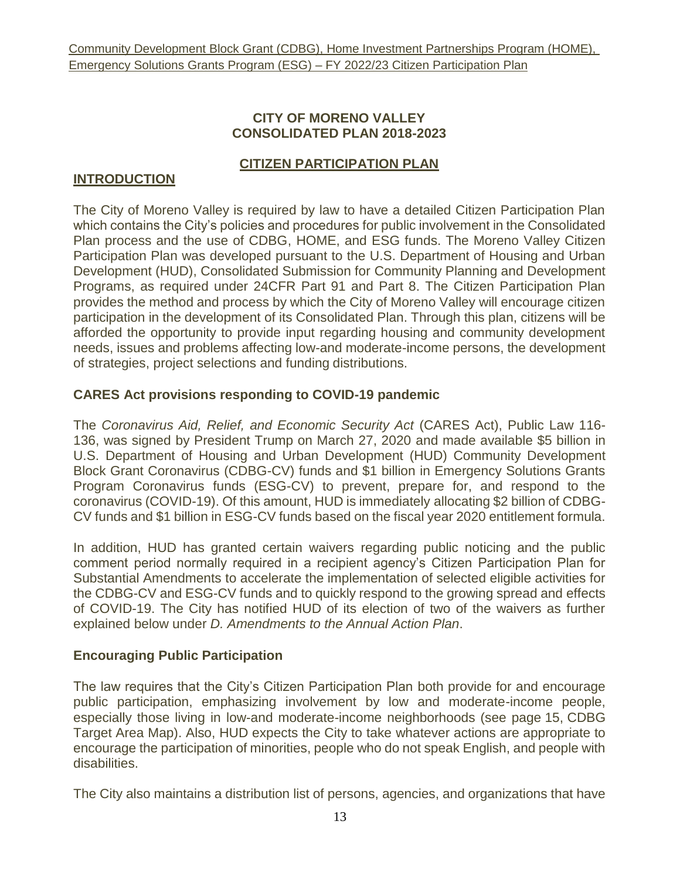**CITY OF MORENO VALLEY**
**CONSOLIDATED PLAN 2018-2023**

## CITIZEN PARTICIPATION PLAN

## INTRODUCTION

The City of Moreno Valley is required by law to have a detailed Citizen Participation Plan which contains the City's policies and procedures for public involvement in the Consolidated Plan process and the use of CDBG, HOME, and ESG funds. The Moreno Valley Citizen Participation Plan was developed pursuant to the U.S. Department of Housing and Urban Development (HUD), Consolidated Submission for Community Planning and Development Programs, as required under 24CFR Part 91 and Part 8. The Citizen Participation Plan provides the method and process by which the City of Moreno Valley will encourage citizen participation in the development of its Consolidated Plan. Through this plan, citizens will be afforded the opportunity to provide input regarding housing and community development needs, issues and problems affecting low-and moderate-income persons, the development of strategies, project selections and funding distributions.

### CARES Act provisions responding to COVID-19 pandemic

The *Coronavirus Aid, Relief, and Economic Security Act* (CARES Act), Public Law 116-136, was signed by President Trump on March 27, 2020 and made available $5 billion in U.S. Department of Housing and Urban Development (HUD) Community Development Block Grant Coronavirus (CDBG-CV) funds and $1 billion in Emergency Solutions Grants Program Coronavirus funds (ESG-CV) to prevent, prepare for, and respond to the coronavirus (COVID-19). Of this amount, HUD is immediately allocating $2 billion of CDBG-CV funds and $1 billion in ESG-CV funds based on the fiscal year 2020 entitlement formula.

In addition, HUD has granted certain waivers regarding public noticing and the public comment period normally required in a recipient agency's Citizen Participation Plan for Substantial Amendments to accelerate the implementation of selected eligible activities for the CDBG-CV and ESG-CV funds and to quickly respond to the growing spread and effects of COVID-19. The City has notified HUD of its election of two of the waivers as further explained below under *D. Amendments to the Annual Action Plan*.

### Encouraging Public Participation

The law requires that the City's Citizen Participation Plan both provide for and encourage public participation, emphasizing involvement by low and moderate-income people, especially those living in low-and moderate-income neighborhoods (see page 15, CDBG Target Area Map). Also, HUD expects the City to take whatever actions are appropriate to encourage the participation of minorities, people who do not speak English, and people with disabilities.

The City also maintains a distribution list of persons, agencies, and organizations that have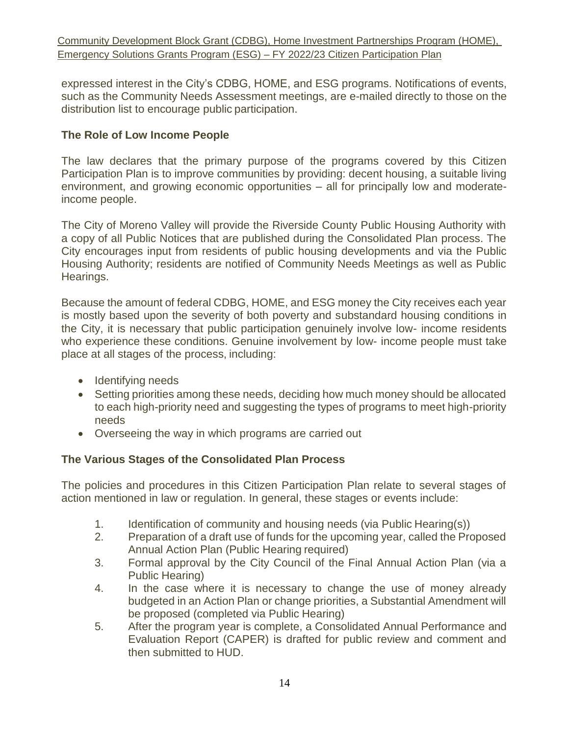expressed interest in the City's CDBG, HOME, and ESG programs. Notifications of events, such as the Community Needs Assessment meetings, are e-mailed directly to those on the distribution list to encourage public participation.

## The Role of Low Income People

The law declares that the primary purpose of the programs covered by this Citizen Participation Plan is to improve communities by providing: decent housing, a suitable living environment, and growing economic opportunities – all for principally low and moderate-income people.

The City of Moreno Valley will provide the Riverside County Public Housing Authority with a copy of all Public Notices that are published during the Consolidated Plan process. The City encourages input from residents of public housing developments and via the Public Housing Authority; residents are notified of Community Needs Meetings as well as Public Hearings.

Because the amount of federal CDBG, HOME, and ESG money the City receives each year is mostly based upon the severity of both poverty and substandard housing conditions in the City, it is necessary that public participation genuinely involve low- income residents who experience these conditions. Genuine involvement by low- income people must take place at all stages of the process, including:

- Identifying needs
- Setting priorities among these needs, deciding how much money should be allocated to each high-priority need and suggesting the types of programs to meet high-priority needs
- Overseeing the way in which programs are carried out

## The Various Stages of the Consolidated Plan Process

The policies and procedures in this Citizen Participation Plan relate to several stages of action mentioned in law or regulation. In general, these stages or events include:

1. Identification of community and housing needs (via Public Hearing(s))
2. Preparation of a draft use of funds for the upcoming year, called the Proposed Annual Action Plan (Public Hearing required)
3. Formal approval by the City Council of the Final Annual Action Plan (via a Public Hearing)
4. In the case where it is necessary to change the use of money already budgeted in an Action Plan or change priorities, a Substantial Amendment will be proposed (completed via Public Hearing)
5. After the program year is complete, a Consolidated Annual Performance and Evaluation Report (CAPER) is drafted for public review and comment and then submitted to HUD.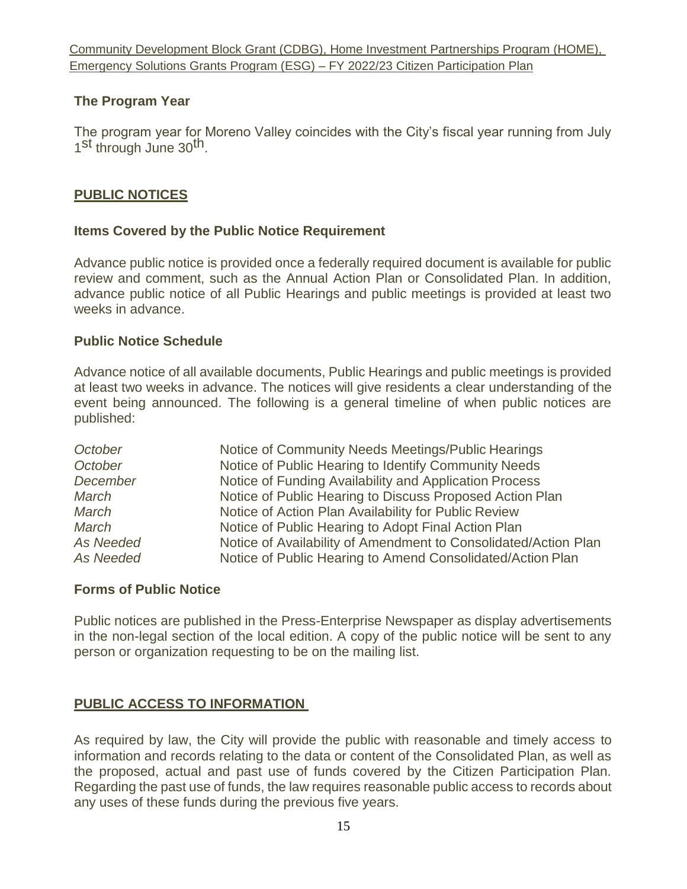## The Program Year

The program year for Moreno Valley coincides with the City's fiscal year running from July 1st through June 30th.

## PUBLIC NOTICES

### Items Covered by the Public Notice Requirement

Advance public notice is provided once a federally required document is available for public review and comment, such as the Annual Action Plan or Consolidated Plan. In addition, advance public notice of all Public Hearings and public meetings is provided at least two weeks in advance.

### Public Notice Schedule

Advance notice of all available documents, Public Hearings and public meetings is provided at least two weeks in advance. The notices will give residents a clear understanding of the event being announced. The following is a general timeline of when public notices are published:

| | |
|---|---|
| *October* | Notice of Community Needs Meetings/Public Hearings |
| *October* | Notice of Public Hearing to Identify Community Needs |
| *December* | Notice of Funding Availability and Application Process |
| *March* | Notice of Public Hearing to Discuss Proposed Action Plan |
| *March* | Notice of Action Plan Availability for Public Review |
| *March* | Notice of Public Hearing to Adopt Final Action Plan |
| *As Needed* | Notice of Availability of Amendment to Consolidated/Action Plan |
| *As Needed* | Notice of Public Hearing to Amend Consolidated/Action Plan |

### Forms of Public Notice

Public notices are published in the Press-Enterprise Newspaper as display advertisements in the non-legal section of the local edition. A copy of the public notice will be sent to any person or organization requesting to be on the mailing list.

## PUBLIC ACCESS TO INFORMATION

As required by law, the City will provide the public with reasonable and timely access to information and records relating to the data or content of the Consolidated Plan, as well as the proposed, actual and past use of funds covered by the Citizen Participation Plan. Regarding the past use of funds, the law requires reasonable public access to records about any uses of these funds during the previous five years.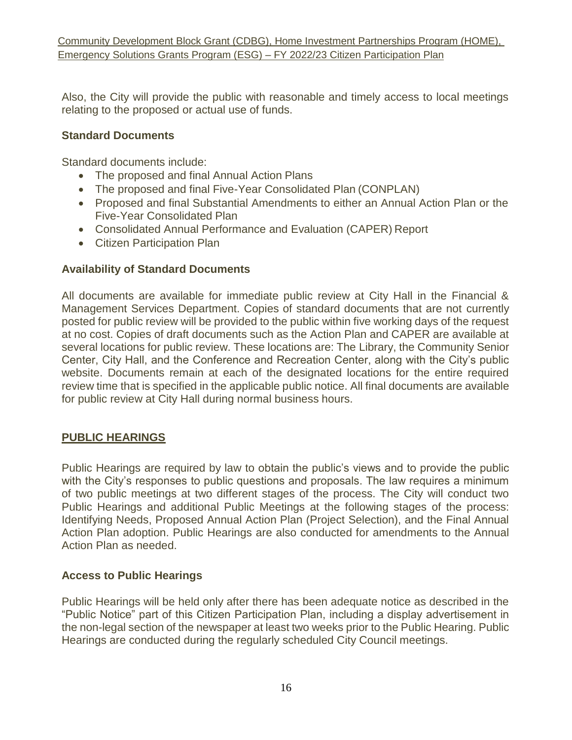Also, the City will provide the public with reasonable and timely access to local meetings relating to the proposed or actual use of funds.

### Standard Documents

Standard documents include:

- The proposed and final Annual Action Plans
- The proposed and final Five-Year Consolidated Plan (CONPLAN)
- Proposed and final Substantial Amendments to either an Annual Action Plan or the Five-Year Consolidated Plan
- Consolidated Annual Performance and Evaluation (CAPER) Report
- Citizen Participation Plan

### Availability of Standard Documents

All documents are available for immediate public review at City Hall in the Financial & Management Services Department. Copies of standard documents that are not currently posted for public review will be provided to the public within five working days of the request at no cost. Copies of draft documents such as the Action Plan and CAPER are available at several locations for public review. These locations are: The Library, the Community Senior Center, City Hall, and the Conference and Recreation Center, along with the City's public website. Documents remain at each of the designated locations for the entire required review time that is specified in the applicable public notice. All final documents are available for public review at City Hall during normal business hours.

## PUBLIC HEARINGS

Public Hearings are required by law to obtain the public's views and to provide the public with the City's responses to public questions and proposals. The law requires a minimum of two public meetings at two different stages of the process. The City will conduct two Public Hearings and additional Public Meetings at the following stages of the process: Identifying Needs, Proposed Annual Action Plan (Project Selection), and the Final Annual Action Plan adoption. Public Hearings are also conducted for amendments to the Annual Action Plan as needed.

### Access to Public Hearings

Public Hearings will be held only after there has been adequate notice as described in the "Public Notice" part of this Citizen Participation Plan, including a display advertisement in the non-legal section of the newspaper at least two weeks prior to the Public Hearing. Public Hearings are conducted during the regularly scheduled City Council meetings.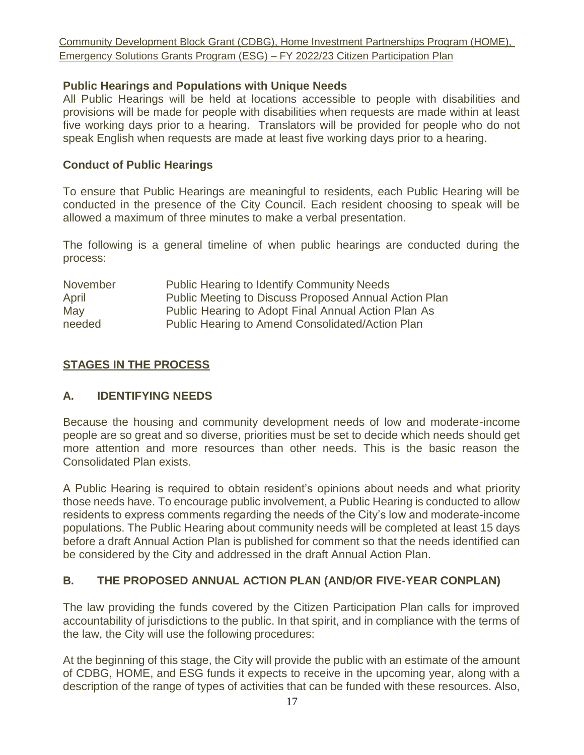### Public Hearings and Populations with Unique Needs

All Public Hearings will be held at locations accessible to people with disabilities and provisions will be made for people with disabilities when requests are made within at least five working days prior to a hearing. Translators will be provided for people who do not speak English when requests are made at least five working days prior to a hearing.

### Conduct of Public Hearings

To ensure that Public Hearings are meaningful to residents, each Public Hearing will be conducted in the presence of the City Council. Each resident choosing to speak will be allowed a maximum of three minutes to make a verbal presentation.

The following is a general timeline of when public hearings are conducted during the process:

| | |
|---|---|
| November | Public Hearing to Identify Community Needs |
| April | Public Meeting to Discuss Proposed Annual Action Plan |
| May | Public Hearing to Adopt Final Annual Action Plan As |
| needed | Public Hearing to Amend Consolidated/Action Plan |

## STAGES IN THE PROCESS

### A. IDENTIFYING NEEDS

Because the housing and community development needs of low and moderate-income people are so great and so diverse, priorities must be set to decide which needs should get more attention and more resources than other needs. This is the basic reason the Consolidated Plan exists.

A Public Hearing is required to obtain resident's opinions about needs and what priority those needs have. To encourage public involvement, a Public Hearing is conducted to allow residents to express comments regarding the needs of the City's low and moderate-income populations. The Public Hearing about community needs will be completed at least 15 days before a draft Annual Action Plan is published for comment so that the needs identified can be considered by the City and addressed in the draft Annual Action Plan.

### B. THE PROPOSED ANNUAL ACTION PLAN (AND/OR FIVE-YEAR CONPLAN)

The law providing the funds covered by the Citizen Participation Plan calls for improved accountability of jurisdictions to the public. In that spirit, and in compliance with the terms of the law, the City will use the following procedures:

At the beginning of this stage, the City will provide the public with an estimate of the amount of CDBG, HOME, and ESG funds it expects to receive in the upcoming year, along with a description of the range of types of activities that can be funded with these resources. Also,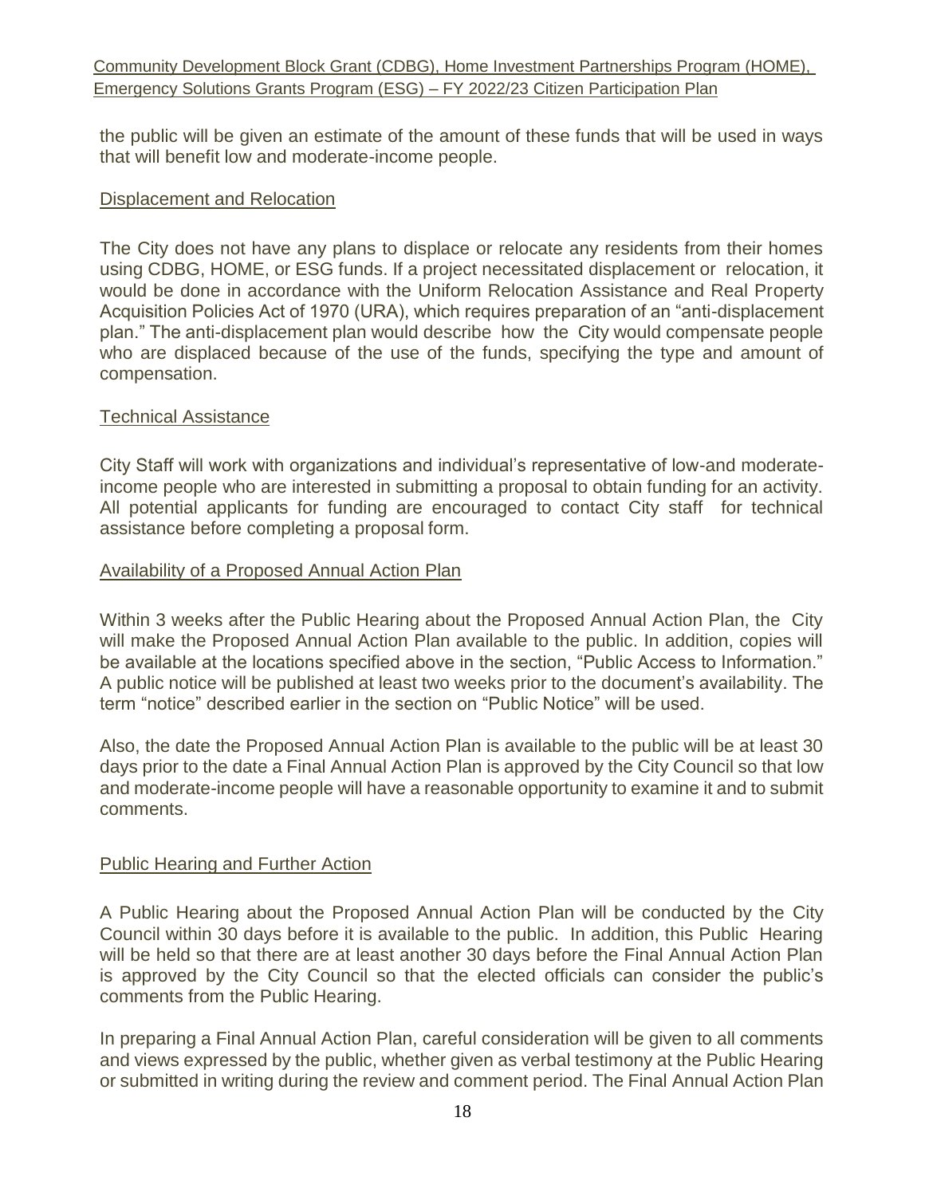the public will be given an estimate of the amount of these funds that will be used in ways that will benefit low and moderate-income people.

## Displacement and Relocation

The City does not have any plans to displace or relocate any residents from their homes using CDBG, HOME, or ESG funds. If a project necessitated displacement or relocation, it would be done in accordance with the Uniform Relocation Assistance and Real Property Acquisition Policies Act of 1970 (URA), which requires preparation of an "anti-displacement plan." The anti-displacement plan would describe how the City would compensate people who are displaced because of the use of the funds, specifying the type and amount of compensation.

## Technical Assistance

City Staff will work with organizations and individual's representative of low-and moderate-income people who are interested in submitting a proposal to obtain funding for an activity. All potential applicants for funding are encouraged to contact City staff for technical assistance before completing a proposal form.

## Availability of a Proposed Annual Action Plan

Within 3 weeks after the Public Hearing about the Proposed Annual Action Plan, the City will make the Proposed Annual Action Plan available to the public. In addition, copies will be available at the locations specified above in the section, "Public Access to Information." A public notice will be published at least two weeks prior to the document's availability. The term "notice" described earlier in the section on "Public Notice" will be used.

Also, the date the Proposed Annual Action Plan is available to the public will be at least 30 days prior to the date a Final Annual Action Plan is approved by the City Council so that low and moderate-income people will have a reasonable opportunity to examine it and to submit comments.

## Public Hearing and Further Action

A Public Hearing about the Proposed Annual Action Plan will be conducted by the City Council within 30 days before it is available to the public. In addition, this Public Hearing will be held so that there are at least another 30 days before the Final Annual Action Plan is approved by the City Council so that the elected officials can consider the public's comments from the Public Hearing.

In preparing a Final Annual Action Plan, careful consideration will be given to all comments and views expressed by the public, whether given as verbal testimony at the Public Hearing or submitted in writing during the review and comment period. The Final Annual Action Plan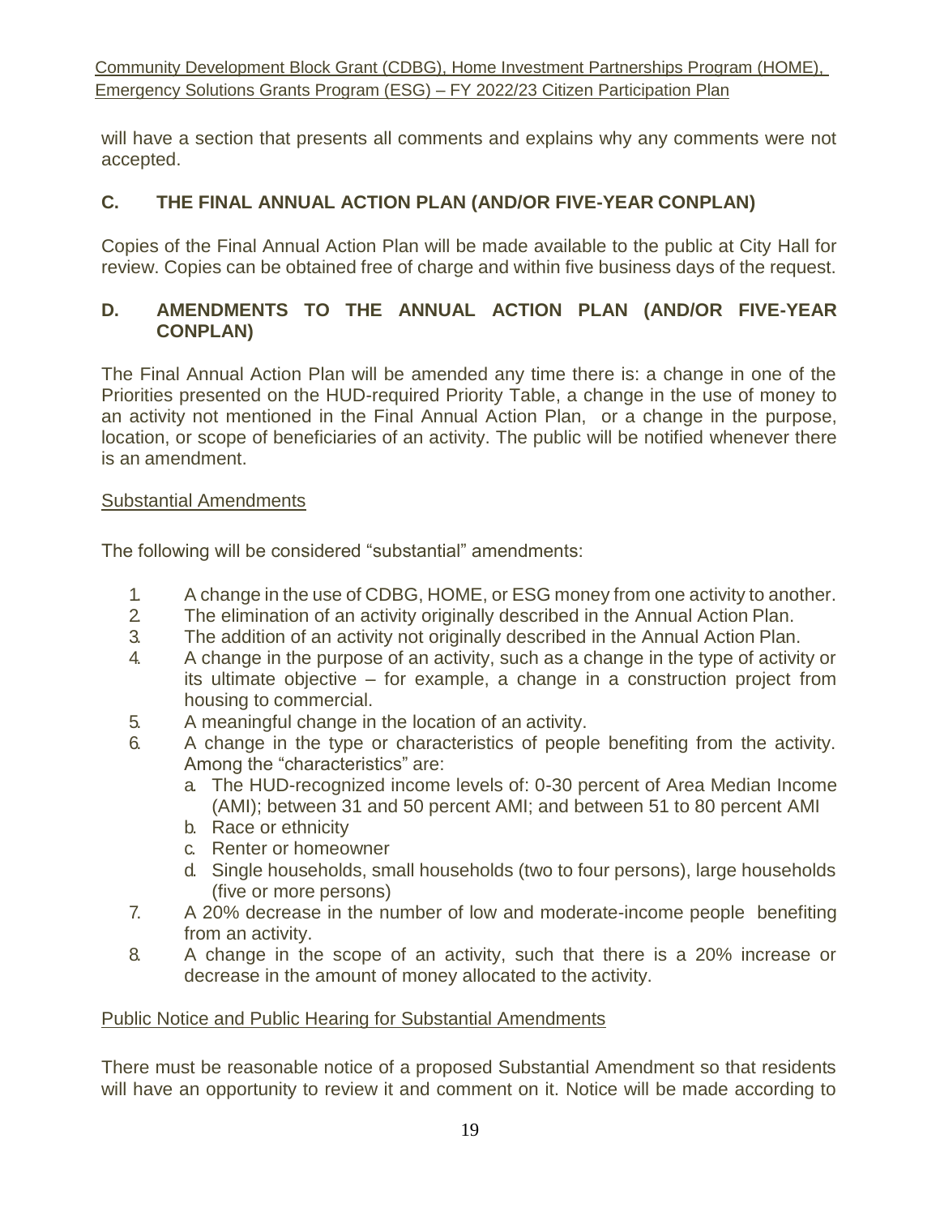will have a section that presents all comments and explains why any comments were not accepted.

## C. THE FINAL ANNUAL ACTION PLAN (AND/OR FIVE-YEAR CONPLAN)

Copies of the Final Annual Action Plan will be made available to the public at City Hall for review. Copies can be obtained free of charge and within five business days of the request.

## D. AMENDMENTS TO THE ANNUAL ACTION PLAN (AND/OR FIVE-YEAR CONPLAN)

The Final Annual Action Plan will be amended any time there is: a change in one of the Priorities presented on the HUD-required Priority Table, a change in the use of money to an activity not mentioned in the Final Annual Action Plan, or a change in the purpose, location, or scope of beneficiaries of an activity. The public will be notified whenever there is an amendment.

### Substantial Amendments

The following will be considered "substantial" amendments:

1. A change in the use of CDBG, HOME, or ESG money from one activity to another.
2. The elimination of an activity originally described in the Annual Action Plan.
3. The addition of an activity not originally described in the Annual Action Plan.
4. A change in the purpose of an activity, such as a change in the type of activity or its ultimate objective – for example, a change in a construction project from housing to commercial.
5. A meaningful change in the location of an activity.
6. A change in the type or characteristics of people benefiting from the activity. Among the "characteristics" are:
   a. The HUD-recognized income levels of: 0-30 percent of Area Median Income (AMI); between 31 and 50 percent AMI; and between 51 to 80 percent AMI
   b. Race or ethnicity
   c. Renter or homeowner
   d. Single households, small households (two to four persons), large households (five or more persons)
7. A 20% decrease in the number of low and moderate-income people benefiting from an activity.
8. A change in the scope of an activity, such that there is a 20% increase or decrease in the amount of money allocated to the activity.

### Public Notice and Public Hearing for Substantial Amendments

There must be reasonable notice of a proposed Substantial Amendment so that residents will have an opportunity to review it and comment on it. Notice will be made according to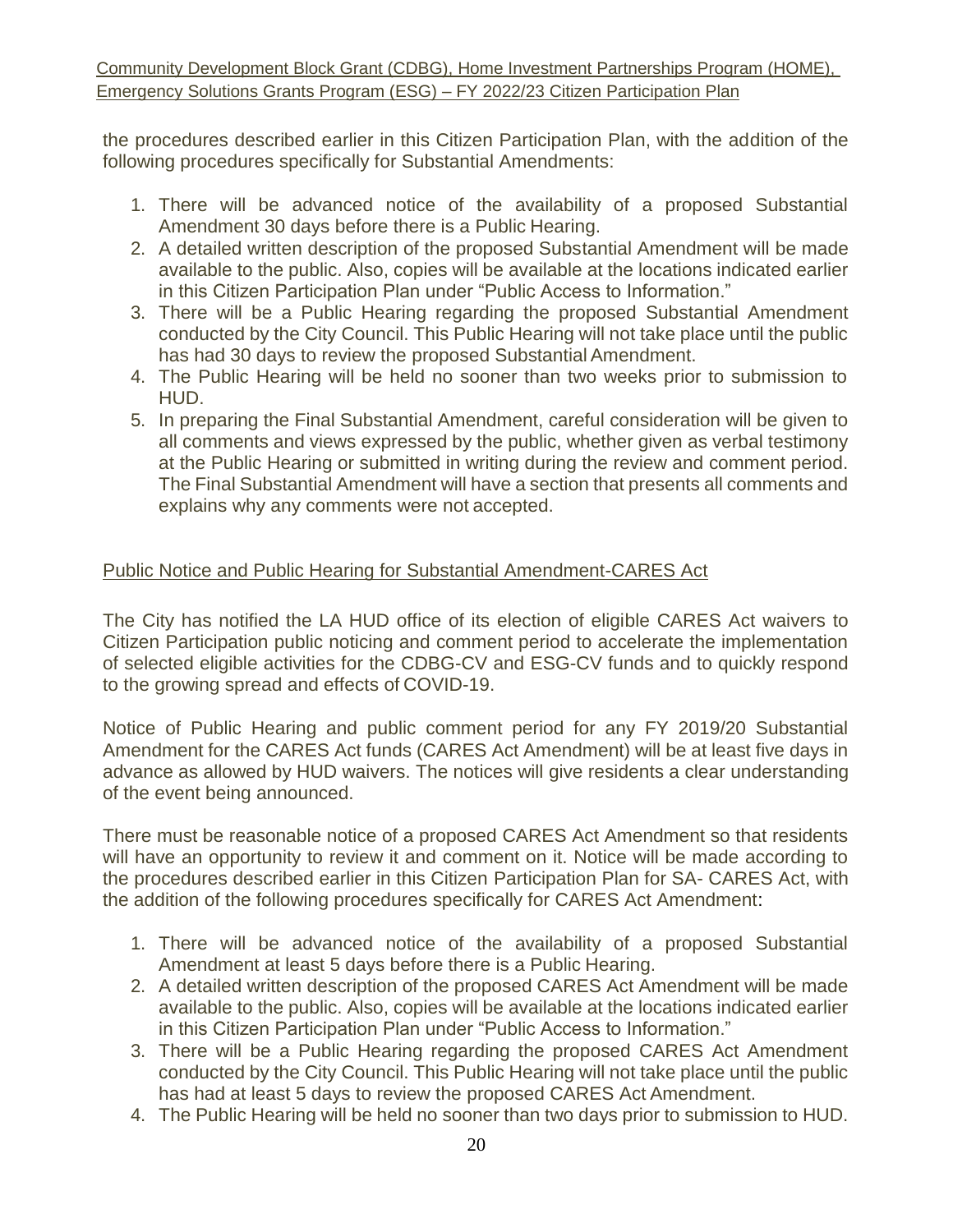the procedures described earlier in this Citizen Participation Plan, with the addition of the following procedures specifically for Substantial Amendments:

1. There will be advanced notice of the availability of a proposed Substantial Amendment 30 days before there is a Public Hearing.
2. A detailed written description of the proposed Substantial Amendment will be made available to the public. Also, copies will be available at the locations indicated earlier in this Citizen Participation Plan under "Public Access to Information."
3. There will be a Public Hearing regarding the proposed Substantial Amendment conducted by the City Council. This Public Hearing will not take place until the public has had 30 days to review the proposed Substantial Amendment.
4. The Public Hearing will be held no sooner than two weeks prior to submission to HUD.
5. In preparing the Final Substantial Amendment, careful consideration will be given to all comments and views expressed by the public, whether given as verbal testimony at the Public Hearing or submitted in writing during the review and comment period. The Final Substantial Amendment will have a section that presents all comments and explains why any comments were not accepted.

## Public Notice and Public Hearing for Substantial Amendment-CARES Act

The City has notified the LA HUD office of its election of eligible CARES Act waivers to Citizen Participation public noticing and comment period to accelerate the implementation of selected eligible activities for the CDBG-CV and ESG-CV funds and to quickly respond to the growing spread and effects of COVID-19.

Notice of Public Hearing and public comment period for any FY 2019/20 Substantial Amendment for the CARES Act funds (CARES Act Amendment) will be at least five days in advance as allowed by HUD waivers. The notices will give residents a clear understanding of the event being announced.

There must be reasonable notice of a proposed CARES Act Amendment so that residents will have an opportunity to review it and comment on it. Notice will be made according to the procedures described earlier in this Citizen Participation Plan for SA- CARES Act, with the addition of the following procedures specifically for CARES Act Amendment:

1. There will be advanced notice of the availability of a proposed Substantial Amendment at least 5 days before there is a Public Hearing.
2. A detailed written description of the proposed CARES Act Amendment will be made available to the public. Also, copies will be available at the locations indicated earlier in this Citizen Participation Plan under "Public Access to Information."
3. There will be a Public Hearing regarding the proposed CARES Act Amendment conducted by the City Council. This Public Hearing will not take place until the public has had at least 5 days to review the proposed CARES Act Amendment.
4. The Public Hearing will be held no sooner than two days prior to submission to HUD.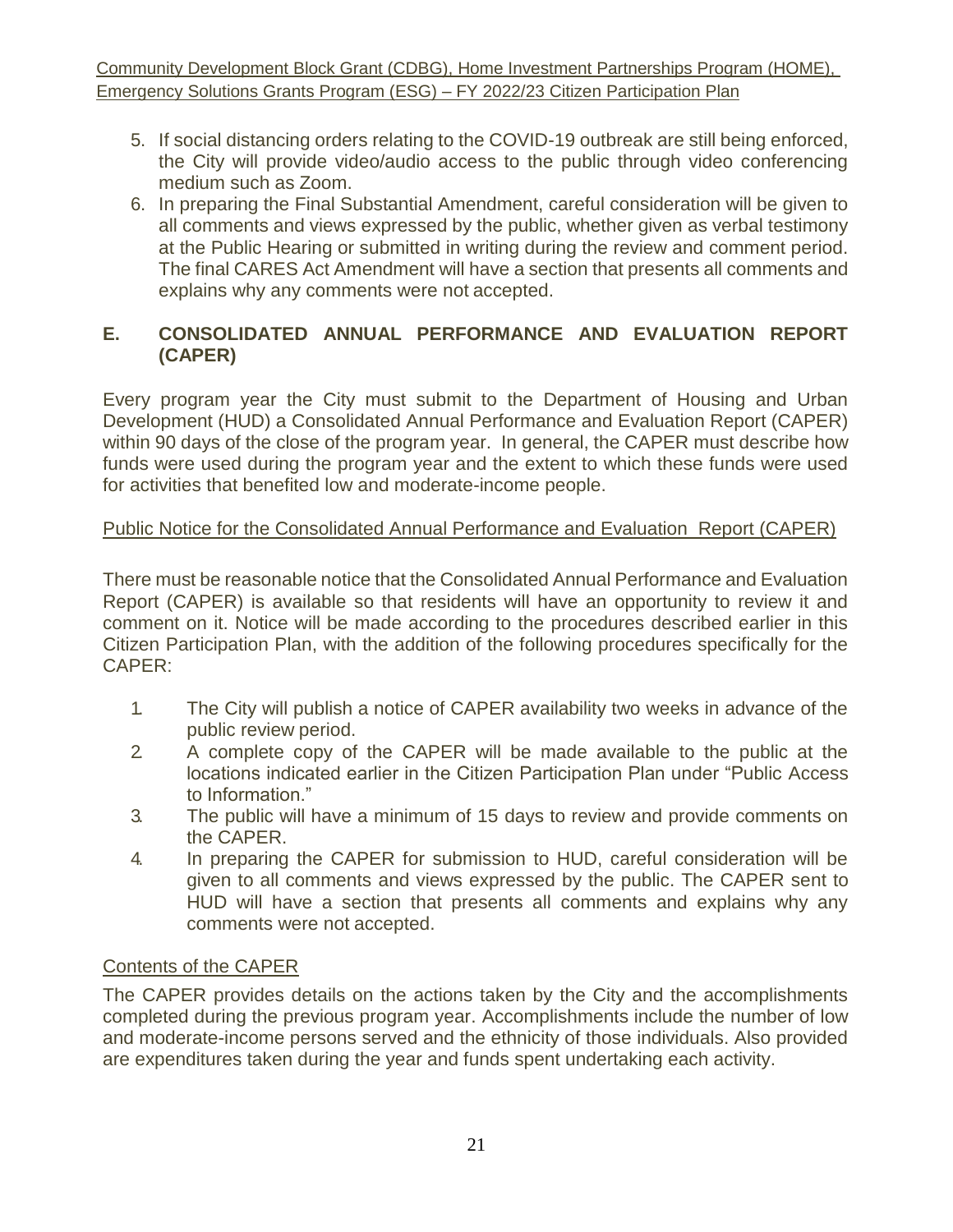5. If social distancing orders relating to the COVID-19 outbreak are still being enforced, the City will provide video/audio access to the public through video conferencing medium such as Zoom.
6. In preparing the Final Substantial Amendment, careful consideration will be given to all comments and views expressed by the public, whether given as verbal testimony at the Public Hearing or submitted in writing during the review and comment period. The final CARES Act Amendment will have a section that presents all comments and explains why any comments were not accepted.

## E. CONSOLIDATED ANNUAL PERFORMANCE AND EVALUATION REPORT (CAPER)

Every program year the City must submit to the Department of Housing and Urban Development (HUD) a Consolidated Annual Performance and Evaluation Report (CAPER) within 90 days of the close of the program year. In general, the CAPER must describe how funds were used during the program year and the extent to which these funds were used for activities that benefited low and moderate-income people.

### Public Notice for the Consolidated Annual Performance and Evaluation Report (CAPER)

There must be reasonable notice that the Consolidated Annual Performance and Evaluation Report (CAPER) is available so that residents will have an opportunity to review it and comment on it. Notice will be made according to the procedures described earlier in this Citizen Participation Plan, with the addition of the following procedures specifically for the CAPER:

1. The City will publish a notice of CAPER availability two weeks in advance of the public review period.
2. A complete copy of the CAPER will be made available to the public at the locations indicated earlier in the Citizen Participation Plan under "Public Access to Information."
3. The public will have a minimum of 15 days to review and provide comments on the CAPER.
4. In preparing the CAPER for submission to HUD, careful consideration will be given to all comments and views expressed by the public. The CAPER sent to HUD will have a section that presents all comments and explains why any comments were not accepted.

### Contents of the CAPER

The CAPER provides details on the actions taken by the City and the accomplishments completed during the previous program year. Accomplishments include the number of low and moderate-income persons served and the ethnicity of those individuals. Also provided are expenditures taken during the year and funds spent undertaking each activity.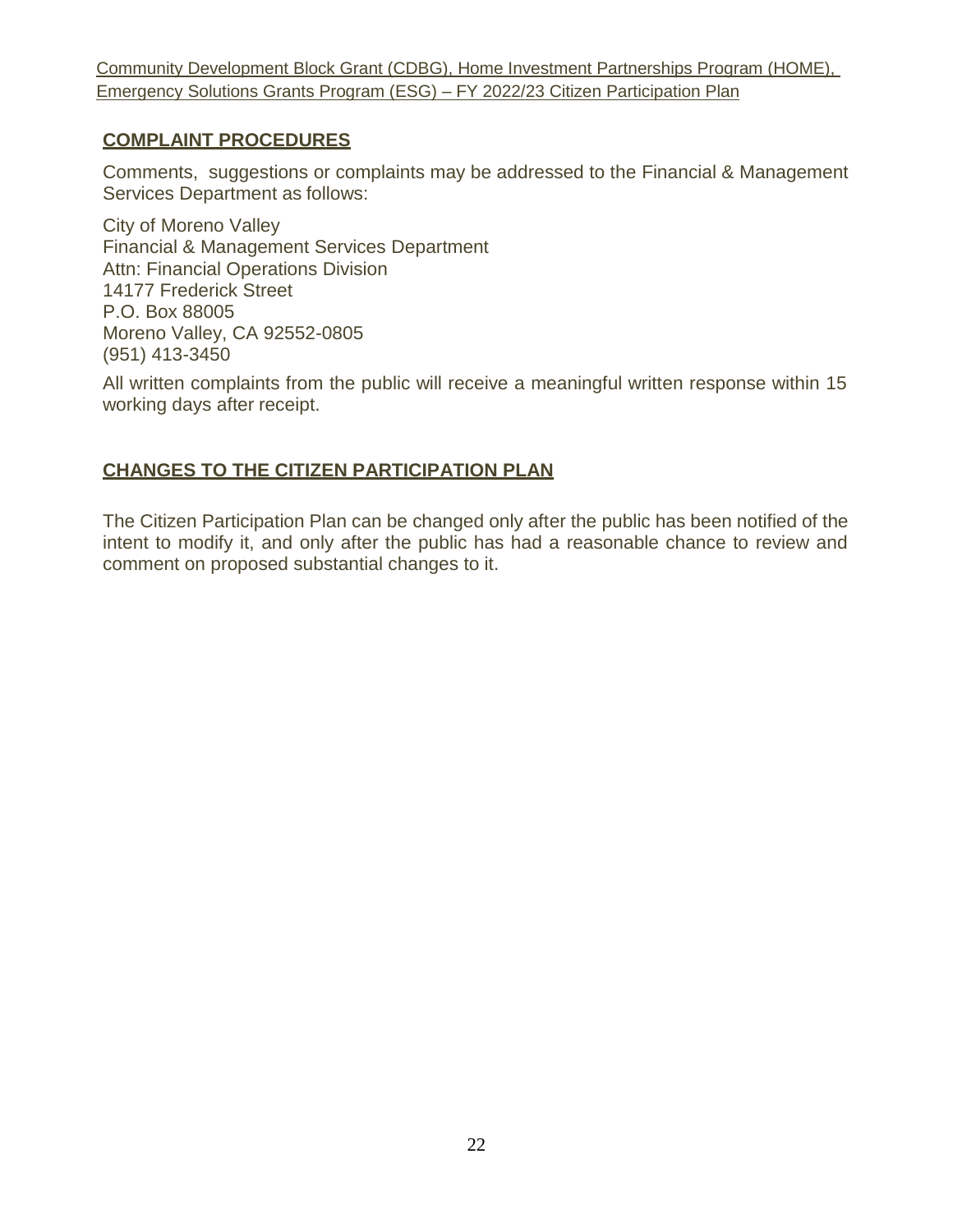## COMPLAINT PROCEDURES

Comments, suggestions or complaints may be addressed to the Financial & Management Services Department as follows:

City of Moreno Valley
Financial & Management Services Department
Attn: Financial Operations Division
14177 Frederick Street
P.O. Box 88005
Moreno Valley, CA 92552-0805
(951) 413-3450

All written complaints from the public will receive a meaningful written response within 15 working days after receipt.

## CHANGES TO THE CITIZEN PARTICIPATION PLAN

The Citizen Participation Plan can be changed only after the public has been notified of the intent to modify it, and only after the public has had a reasonable chance to review and comment on proposed substantial changes to it.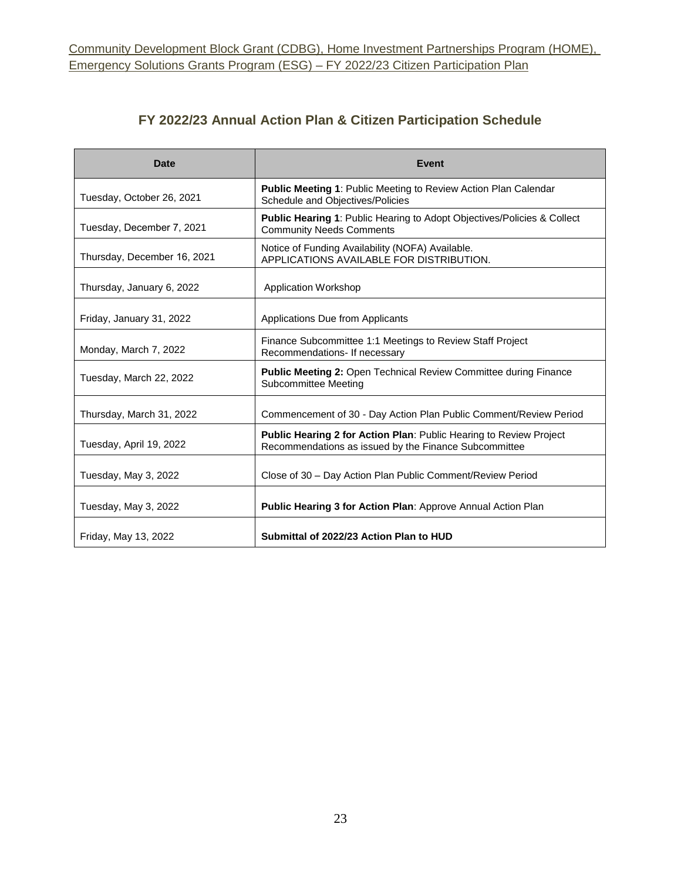Community Development Block Grant (CDBG), Home Investment Partnerships Program (HOME), Emergency Solutions Grants Program (ESG) – FY 2022/23 Citizen Participation Plan

## FY 2022/23 Annual Action Plan & Citizen Participation Schedule

| Date | Event |
|---|---|
| Tuesday, October 26, 2021 | **Public Meeting 1**: Public Meeting to Review Action Plan Calendar Schedule and Objectives/Policies |
| Tuesday, December 7, 2021 | **Public Hearing 1**: Public Hearing to Adopt Objectives/Policies & Collect Community Needs Comments |
| Thursday, December 16, 2021 | Notice of Funding Availability (NOFA) Available. APPLICATIONS AVAILABLE FOR DISTRIBUTION. |
| Thursday, January 6, 2022 | Application Workshop |
| Friday, January 31, 2022 | Applications Due from Applicants |
| Monday, March 7, 2022 | Finance Subcommittee 1:1 Meetings to Review Staff Project Recommendations- If necessary |
| Tuesday, March 22, 2022 | **Public Meeting 2:** Open Technical Review Committee during Finance Subcommittee Meeting |
| Thursday, March 31, 2022 | Commencement of 30 - Day Action Plan Public Comment/Review Period |
| Tuesday, April 19, 2022 | **Public Hearing 2 for Action Plan**: Public Hearing to Review Project Recommendations as issued by the Finance Subcommittee |
| Tuesday, May 3, 2022 | Close of 30 – Day Action Plan Public Comment/Review Period |
| Tuesday, May 3, 2022 | **Public Hearing 3 for Action Plan**: Approve Annual Action Plan |
| Friday, May 13, 2022 | **Submittal of 2022/23 Action Plan to HUD** |